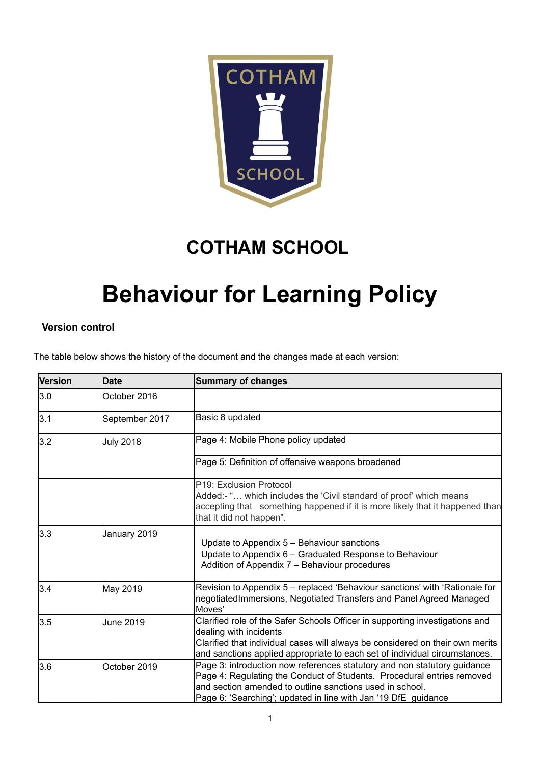# COTHAM SCHOOL

# Behaviour for Learning Policy

**Version control**

The table below shows the history of the document and the changes made at each version:

| Version | Date | Summary of changes |
|---|---|---|
| 3.0 | October 2016 | |
| 3.1 | September 2017 | Basic 8 updated |
| 3.2 | July 2018 | Page 4: Mobile Phone policy updated |
| | | Page 5: Definition of offensive weapons broadened |
| | | P19: Exclusion Protocol<br>Added:- "… which includes the 'Civil standard of proof' which means accepting that something happened if it is more likely that it happened than that it did not happen". |
| 3.3 | January 2019 | Update to Appendix 5 – Behaviour sanctions<br>Update to Appendix 6 – Graduated Response to Behaviour<br>Addition of Appendix 7 – Behaviour procedures |
| 3.4 | May 2019 | Revision to Appendix 5 – replaced 'Behaviour sanctions' with 'Rationale for negotiatedImmersions, Negotiated Transfers and Panel Agreed Managed Moves' |
| 3.5 | June 2019 | Clarified role of the Safer Schools Officer in supporting investigations and dealing with incidents<br>Clarified that individual cases will always be considered on their own merits and sanctions applied appropriate to each set of individual circumstances. |
| 3.6 | October 2019 | Page 3: introduction now references statutory and non statutory guidance<br>Page 4: Regulating the Conduct of Students. Procedural entries removed and section amended to outline sanctions used in school.<br>Page 6: 'Searching'; updated in line with Jan '19 DfE guidance |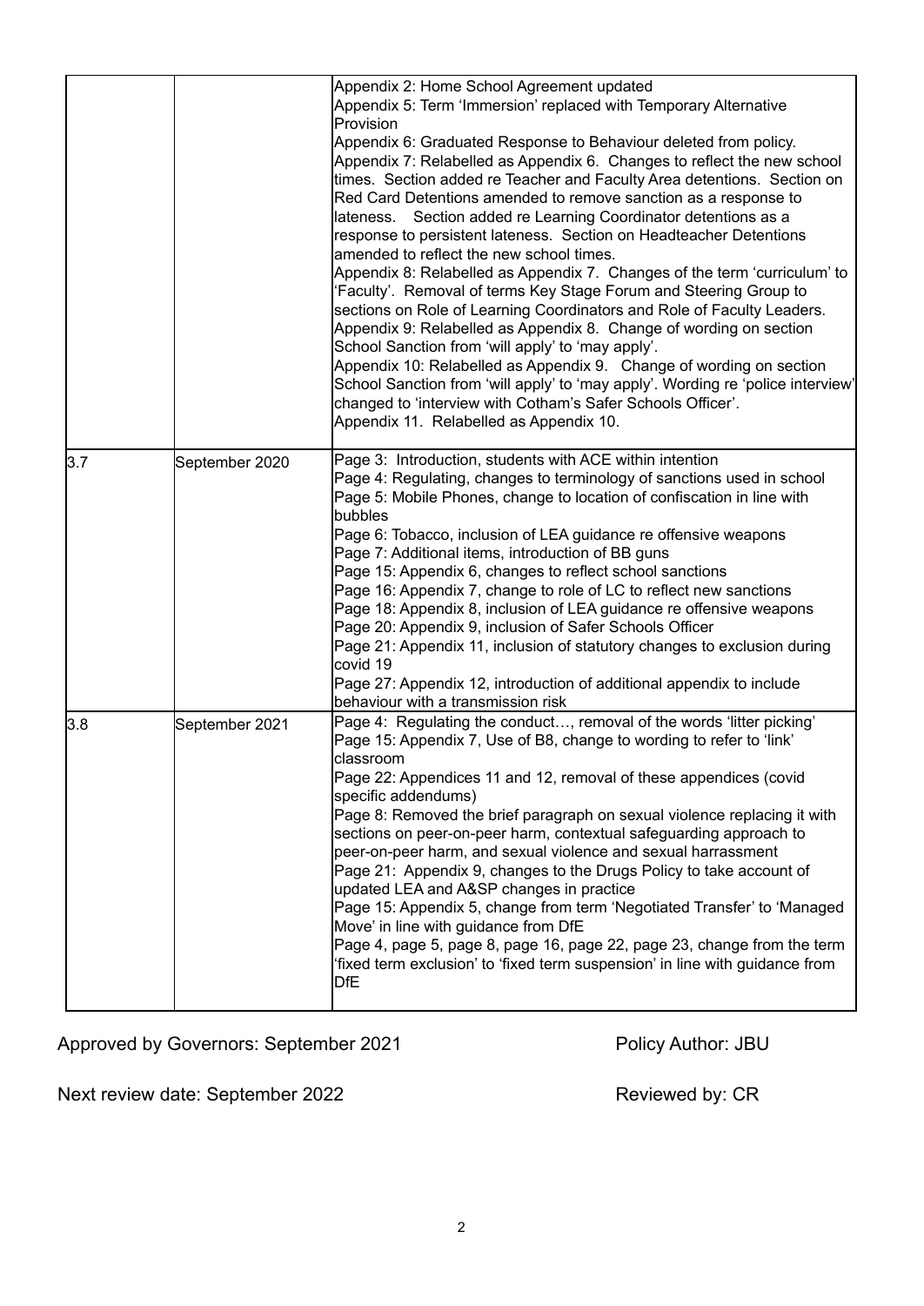| | | |
|---|---|---|
| | | Appendix 2: Home School Agreement updated<br>Appendix 5: Term 'Immersion' replaced with Temporary Alternative Provision<br>Appendix 6: Graduated Response to Behaviour deleted from policy.<br>Appendix 7: Relabelled as Appendix 6. Changes to reflect the new school times. Section added re Teacher and Faculty Area detentions. Section on Red Card Detentions amended to remove sanction as a response to lateness. Section added re Learning Coordinator detentions as a response to persistent lateness. Section on Headteacher Detentions amended to reflect the new school times.<br>Appendix 8: Relabelled as Appendix 7. Changes of the term 'curriculum' to 'Faculty'. Removal of terms Key Stage Forum and Steering Group to sections on Role of Learning Coordinators and Role of Faculty Leaders.<br>Appendix 9: Relabelled as Appendix 8. Change of wording on section School Sanction from 'will apply' to 'may apply'.<br>Appendix 10: Relabelled as Appendix 9. Change of wording on section School Sanction from 'will apply' to 'may apply'. Wording re 'police interview' changed to 'interview with Cotham's Safer Schools Officer'.<br>Appendix 11. Relabelled as Appendix 10. |
| 3.7 | September 2020 | Page 3: Introduction, students with ACE within intention<br>Page 4: Regulating, changes to terminology of sanctions used in school<br>Page 5: Mobile Phones, change to location of confiscation in line with bubbles<br>Page 6: Tobacco, inclusion of LEA guidance re offensive weapons<br>Page 7: Additional items, introduction of BB guns<br>Page 15: Appendix 6, changes to reflect school sanctions<br>Page 16: Appendix 7, change to role of LC to reflect new sanctions<br>Page 18: Appendix 8, inclusion of LEA guidance re offensive weapons<br>Page 20: Appendix 9, inclusion of Safer Schools Officer<br>Page 21: Appendix 11, inclusion of statutory changes to exclusion during covid 19<br>Page 27: Appendix 12, introduction of additional appendix to include behaviour with a transmission risk |
| 3.8 | September 2021 | Page 4: Regulating the conduct…, removal of the words 'litter picking'<br>Page 15: Appendix 7, Use of B8, change to wording to refer to 'link' classroom<br>Page 22: Appendices 11 and 12, removal of these appendices (covid specific addendums)<br>Page 8: Removed the brief paragraph on sexual violence replacing it with sections on peer-on-peer harm, contextual safeguarding approach to peer-on-peer harm, and sexual violence and sexual harrassment<br>Page 21: Appendix 9, changes to the Drugs Policy to take account of updated LEA and A&SP changes in practice<br>Page 15: Appendix 5, change from term 'Negotiated Transfer' to 'Managed Move' in line with guidance from DfE<br>Page 4, page 5, page 8, page 16, page 22, page 23, change from the term 'fixed term exclusion' to 'fixed term suspension' in line with guidance from DfE |

Approved by Governors: September 2021 Policy Author: JBU

Next review date: September 2022 Reviewed by: CR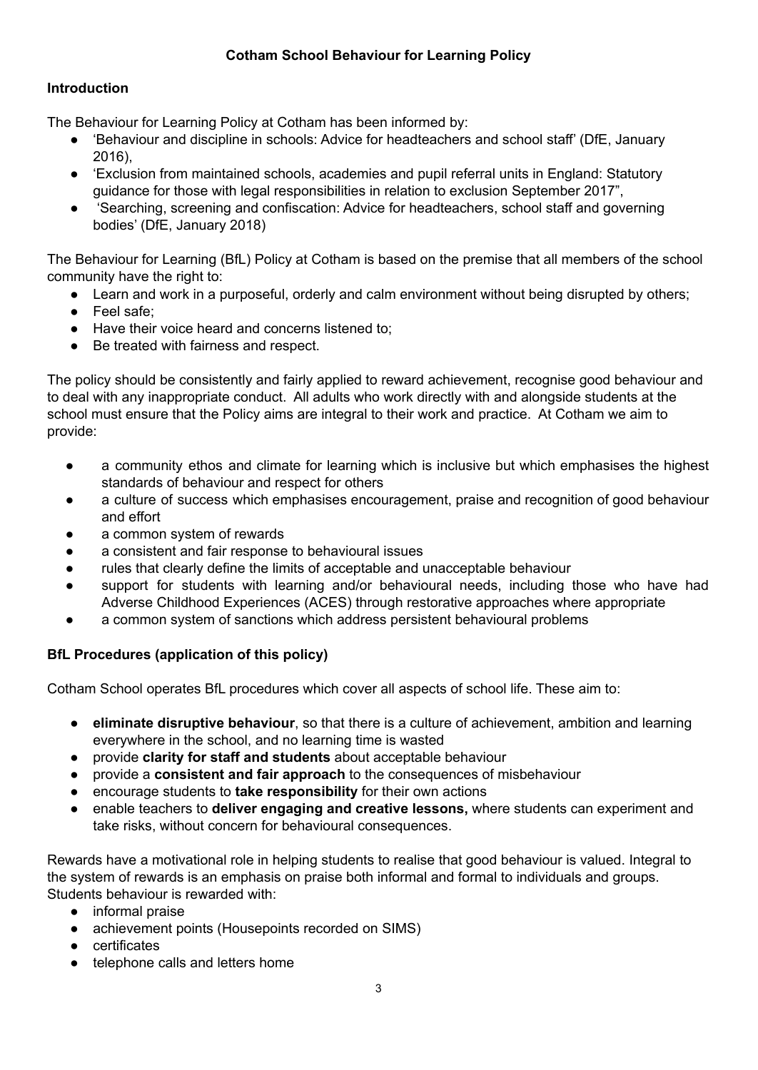# Cotham School Behaviour for Learning Policy

## Introduction

The Behaviour for Learning Policy at Cotham has been informed by:

- 'Behaviour and discipline in schools: Advice for headteachers and school staff' (DfE, January 2016),
- 'Exclusion from maintained schools, academies and pupil referral units in England: Statutory guidance for those with legal responsibilities in relation to exclusion September 2017",
- 'Searching, screening and confiscation: Advice for headteachers, school staff and governing bodies' (DfE, January 2018)

The Behaviour for Learning (BfL) Policy at Cotham is based on the premise that all members of the school community have the right to:

- Learn and work in a purposeful, orderly and calm environment without being disrupted by others;
- Feel safe;
- Have their voice heard and concerns listened to;
- Be treated with fairness and respect.

The policy should be consistently and fairly applied to reward achievement, recognise good behaviour and to deal with any inappropriate conduct. All adults who work directly with and alongside students at the school must ensure that the Policy aims are integral to their work and practice. At Cotham we aim to provide:

- a community ethos and climate for learning which is inclusive but which emphasises the highest standards of behaviour and respect for others
- a culture of success which emphasises encouragement, praise and recognition of good behaviour and effort
- a common system of rewards
- a consistent and fair response to behavioural issues
- rules that clearly define the limits of acceptable and unacceptable behaviour
- support for students with learning and/or behavioural needs, including those who have had Adverse Childhood Experiences (ACES) through restorative approaches where appropriate
- a common system of sanctions which address persistent behavioural problems

## BfL Procedures (application of this policy)

Cotham School operates BfL procedures which cover all aspects of school life. These aim to:

- **eliminate disruptive behaviour**, so that there is a culture of achievement, ambition and learning everywhere in the school, and no learning time is wasted
- provide **clarity for staff and students** about acceptable behaviour
- provide a **consistent and fair approach** to the consequences of misbehaviour
- encourage students to **take responsibility** for their own actions
- enable teachers to **deliver engaging and creative lessons,** where students can experiment and take risks, without concern for behavioural consequences.

Rewards have a motivational role in helping students to realise that good behaviour is valued. Integral to the system of rewards is an emphasis on praise both informal and formal to individuals and groups. Students behaviour is rewarded with:

- informal praise
- achievement points (Housepoints recorded on SIMS)
- certificates
- telephone calls and letters home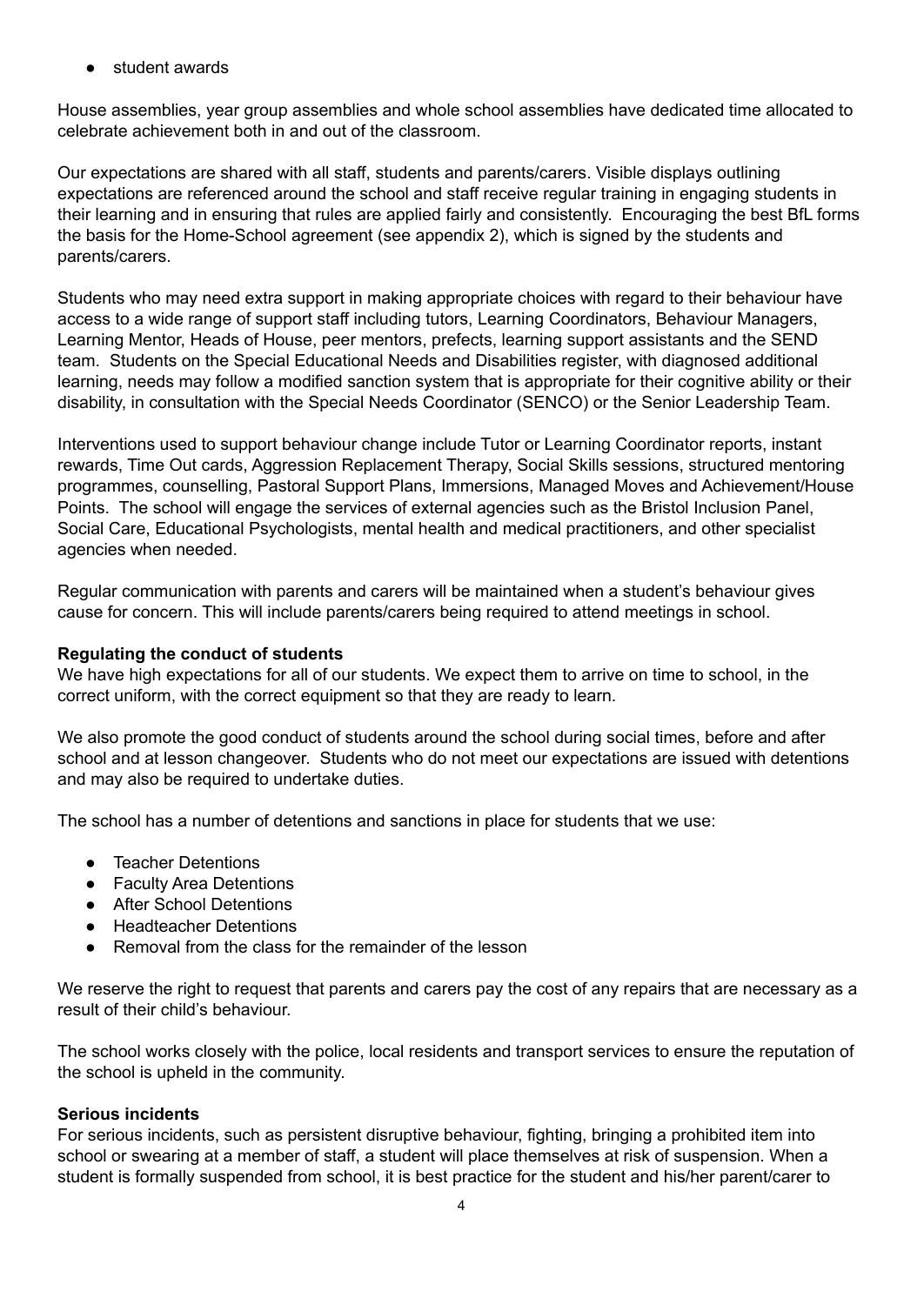- student awards

House assemblies, year group assemblies and whole school assemblies have dedicated time allocated to celebrate achievement both in and out of the classroom.

Our expectations are shared with all staff, students and parents/carers. Visible displays outlining expectations are referenced around the school and staff receive regular training in engaging students in their learning and in ensuring that rules are applied fairly and consistently. Encouraging the best BfL forms the basis for the Home-School agreement (see appendix 2), which is signed by the students and parents/carers.

Students who may need extra support in making appropriate choices with regard to their behaviour have access to a wide range of support staff including tutors, Learning Coordinators, Behaviour Managers, Learning Mentor, Heads of House, peer mentors, prefects, learning support assistants and the SEND team. Students on the Special Educational Needs and Disabilities register, with diagnosed additional learning, needs may follow a modified sanction system that is appropriate for their cognitive ability or their disability, in consultation with the Special Needs Coordinator (SENCO) or the Senior Leadership Team.

Interventions used to support behaviour change include Tutor or Learning Coordinator reports, instant rewards, Time Out cards, Aggression Replacement Therapy, Social Skills sessions, structured mentoring programmes, counselling, Pastoral Support Plans, Immersions, Managed Moves and Achievement/House Points. The school will engage the services of external agencies such as the Bristol Inclusion Panel, Social Care, Educational Psychologists, mental health and medical practitioners, and other specialist agencies when needed.

Regular communication with parents and carers will be maintained when a student's behaviour gives cause for concern. This will include parents/carers being required to attend meetings in school.

**Regulating the conduct of students**

We have high expectations for all of our students. We expect them to arrive on time to school, in the correct uniform, with the correct equipment so that they are ready to learn.

We also promote the good conduct of students around the school during social times, before and after school and at lesson changeover. Students who do not meet our expectations are issued with detentions and may also be required to undertake duties.

The school has a number of detentions and sanctions in place for students that we use:

- Teacher Detentions
- Faculty Area Detentions
- After School Detentions
- Headteacher Detentions
- Removal from the class for the remainder of the lesson

We reserve the right to request that parents and carers pay the cost of any repairs that are necessary as a result of their child's behaviour.

The school works closely with the police, local residents and transport services to ensure the reputation of the school is upheld in the community.

**Serious incidents**

For serious incidents, such as persistent disruptive behaviour, fighting, bringing a prohibited item into school or swearing at a member of staff, a student will place themselves at risk of suspension. When a student is formally suspended from school, it is best practice for the student and his/her parent/carer to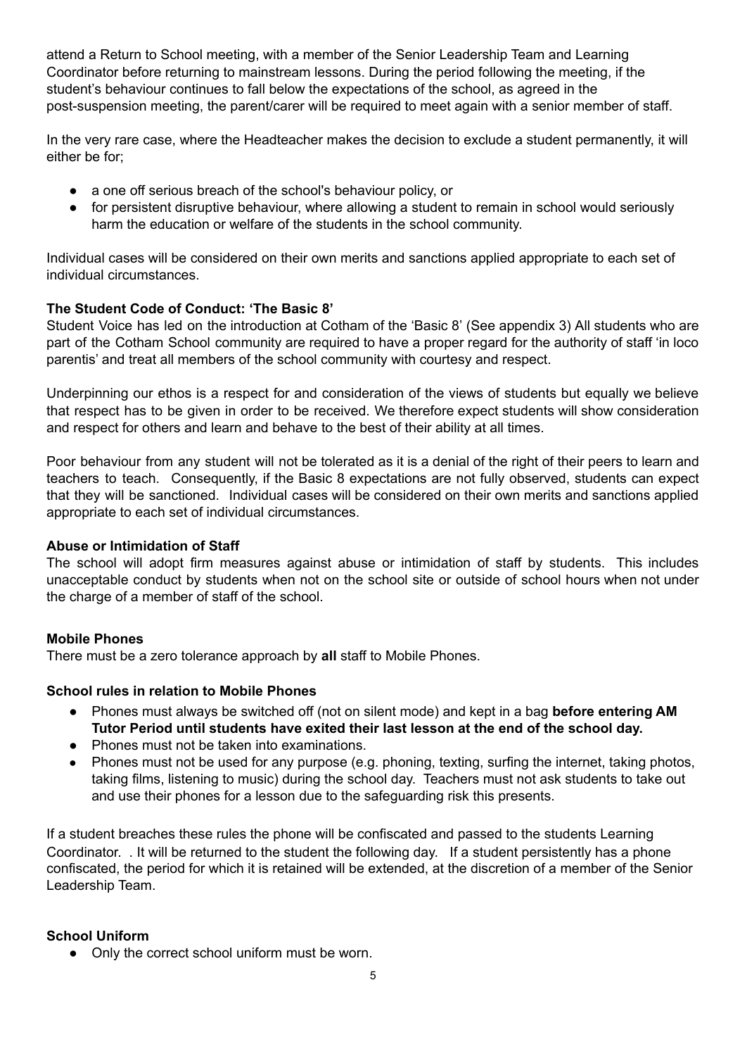attend a Return to School meeting, with a member of the Senior Leadership Team and Learning Coordinator before returning to mainstream lessons. During the period following the meeting, if the student's behaviour continues to fall below the expectations of the school, as agreed in the post-suspension meeting, the parent/carer will be required to meet again with a senior member of staff.

In the very rare case, where the Headteacher makes the decision to exclude a student permanently, it will either be for;

- a one off serious breach of the school's behaviour policy, or
- for persistent disruptive behaviour, where allowing a student to remain in school would seriously harm the education or welfare of the students in the school community.

Individual cases will be considered on their own merits and sanctions applied appropriate to each set of individual circumstances.

**The Student Code of Conduct: 'The Basic 8'**

Student Voice has led on the introduction at Cotham of the 'Basic 8' (See appendix 3) All students who are part of the Cotham School community are required to have a proper regard for the authority of staff 'in loco parentis' and treat all members of the school community with courtesy and respect.

Underpinning our ethos is a respect for and consideration of the views of students but equally we believe that respect has to be given in order to be received. We therefore expect students will show consideration and respect for others and learn and behave to the best of their ability at all times.

Poor behaviour from any student will not be tolerated as it is a denial of the right of their peers to learn and teachers to teach. Consequently, if the Basic 8 expectations are not fully observed, students can expect that they will be sanctioned. Individual cases will be considered on their own merits and sanctions applied appropriate to each set of individual circumstances.

**Abuse or Intimidation of Staff**

The school will adopt firm measures against abuse or intimidation of staff by students. This includes unacceptable conduct by students when not on the school site or outside of school hours when not under the charge of a member of staff of the school.

**Mobile Phones**

There must be a zero tolerance approach by **all** staff to Mobile Phones.

**School rules in relation to Mobile Phones**

- Phones must always be switched off (not on silent mode) and kept in a bag **before entering AM Tutor Period until students have exited their last lesson at the end of the school day.**
- Phones must not be taken into examinations.
- Phones must not be used for any purpose (e.g. phoning, texting, surfing the internet, taking photos, taking films, listening to music) during the school day. Teachers must not ask students to take out and use their phones for a lesson due to the safeguarding risk this presents.

If a student breaches these rules the phone will be confiscated and passed to the students Learning Coordinator. . It will be returned to the student the following day. If a student persistently has a phone confiscated, the period for which it is retained will be extended, at the discretion of a member of the Senior Leadership Team.

**School Uniform**

- Only the correct school uniform must be worn.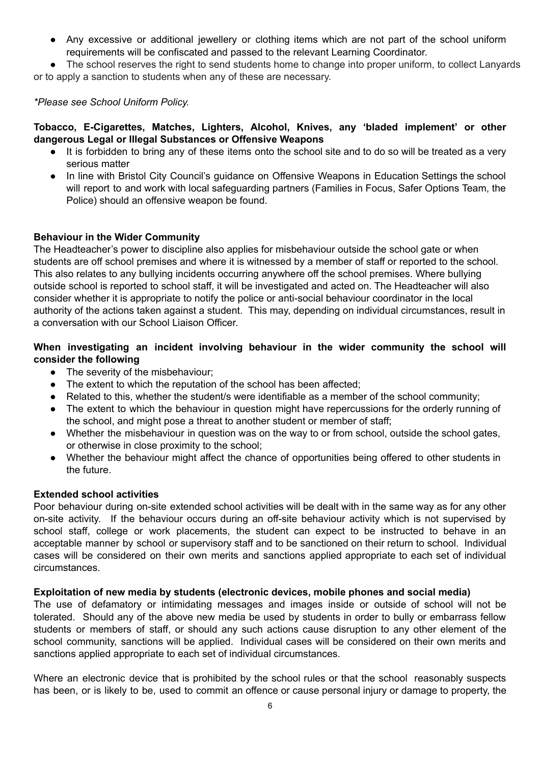- Any excessive or additional jewellery or clothing items which are not part of the school uniform requirements will be confiscated and passed to the relevant Learning Coordinator.
- The school reserves the right to send students home to change into proper uniform, to collect Lanyards or to apply a sanction to students when any of these are necessary.

*\*Please see School Uniform Policy.*

**Tobacco, E-Cigarettes, Matches, Lighters, Alcohol, Knives, any 'bladed implement' or other dangerous Legal or Illegal Substances or Offensive Weapons**

- It is forbidden to bring any of these items onto the school site and to do so will be treated as a very serious matter
- In line with Bristol City Council's guidance on Offensive Weapons in Education Settings the school will report to and work with local safeguarding partners (Families in Focus, Safer Options Team, the Police) should an offensive weapon be found.

**Behaviour in the Wider Community**

The Headteacher's power to discipline also applies for misbehaviour outside the school gate or when students are off school premises and where it is witnessed by a member of staff or reported to the school. This also relates to any bullying incidents occurring anywhere off the school premises. Where bullying outside school is reported to school staff, it will be investigated and acted on. The Headteacher will also consider whether it is appropriate to notify the police or anti-social behaviour coordinator in the local authority of the actions taken against a student. This may, depending on individual circumstances, result in a conversation with our School Liaison Officer.

**When investigating an incident involving behaviour in the wider community the school will consider the following**

- The severity of the misbehaviour;
- The extent to which the reputation of the school has been affected;
- Related to this, whether the student/s were identifiable as a member of the school community;
- The extent to which the behaviour in question might have repercussions for the orderly running of the school, and might pose a threat to another student or member of staff;
- Whether the misbehaviour in question was on the way to or from school, outside the school gates, or otherwise in close proximity to the school;
- Whether the behaviour might affect the chance of opportunities being offered to other students in the future.

**Extended school activities**

Poor behaviour during on-site extended school activities will be dealt with in the same way as for any other on-site activity. If the behaviour occurs during an off-site behaviour activity which is not supervised by school staff, college or work placements, the student can expect to be instructed to behave in an acceptable manner by school or supervisory staff and to be sanctioned on their return to school. Individual cases will be considered on their own merits and sanctions applied appropriate to each set of individual circumstances.

**Exploitation of new media by students (electronic devices, mobile phones and social media)**

The use of defamatory or intimidating messages and images inside or outside of school will not be tolerated. Should any of the above new media be used by students in order to bully or embarrass fellow students or members of staff, or should any such actions cause disruption to any other element of the school community, sanctions will be applied. Individual cases will be considered on their own merits and sanctions applied appropriate to each set of individual circumstances.

Where an electronic device that is prohibited by the school rules or that the school reasonably suspects has been, or is likely to be, used to commit an offence or cause personal injury or damage to property, the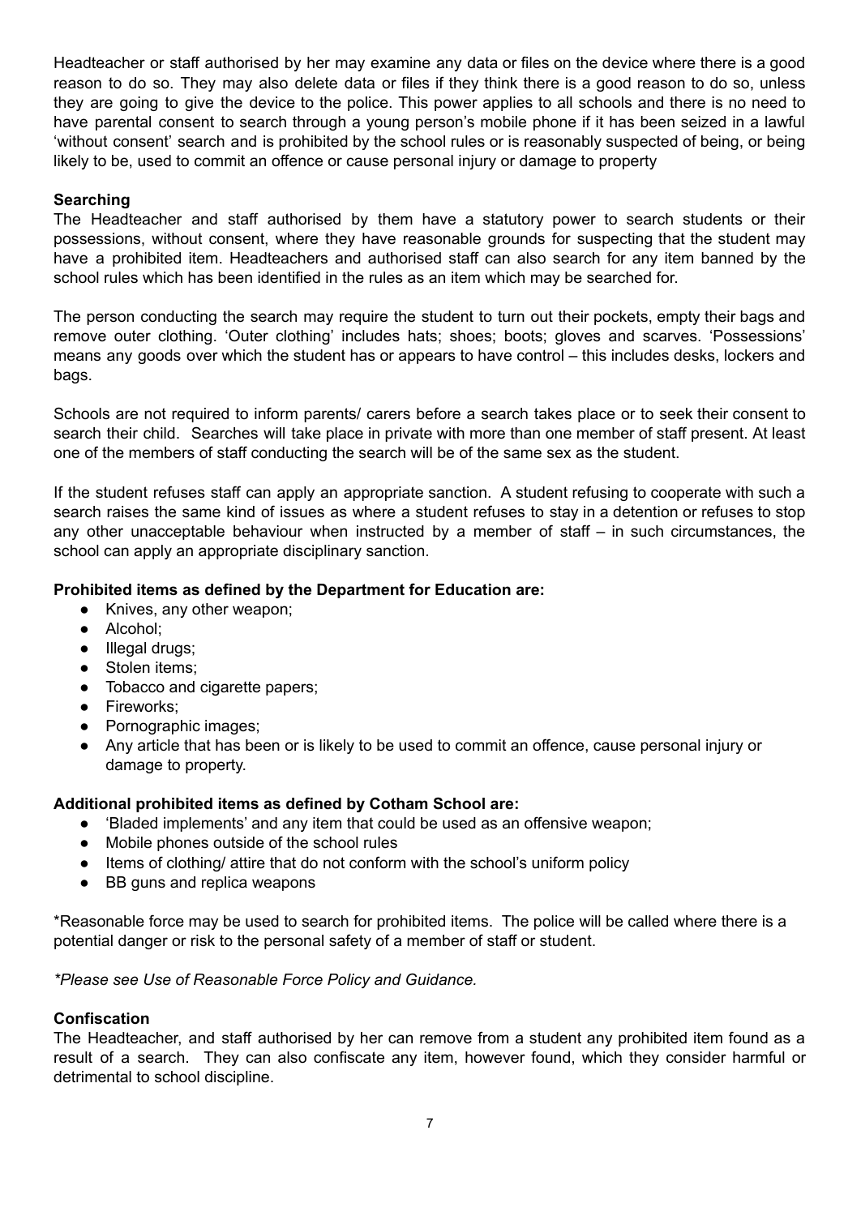Headteacher or staff authorised by her may examine any data or files on the device where there is a good reason to do so. They may also delete data or files if they think there is a good reason to do so, unless they are going to give the device to the police. This power applies to all schools and there is no need to have parental consent to search through a young person's mobile phone if it has been seized in a lawful 'without consent' search and is prohibited by the school rules or is reasonably suspected of being, or being likely to be, used to commit an offence or cause personal injury or damage to property

**Searching**

The Headteacher and staff authorised by them have a statutory power to search students or their possessions, without consent, where they have reasonable grounds for suspecting that the student may have a prohibited item. Headteachers and authorised staff can also search for any item banned by the school rules which has been identified in the rules as an item which may be searched for.

The person conducting the search may require the student to turn out their pockets, empty their bags and remove outer clothing. 'Outer clothing' includes hats; shoes; boots; gloves and scarves. 'Possessions' means any goods over which the student has or appears to have control – this includes desks, lockers and bags.

Schools are not required to inform parents/ carers before a search takes place or to seek their consent to search their child. Searches will take place in private with more than one member of staff present. At least one of the members of staff conducting the search will be of the same sex as the student.

If the student refuses staff can apply an appropriate sanction. A student refusing to cooperate with such a search raises the same kind of issues as where a student refuses to stay in a detention or refuses to stop any other unacceptable behaviour when instructed by a member of staff – in such circumstances, the school can apply an appropriate disciplinary sanction.

**Prohibited items as defined by the Department for Education are:**

- Knives, any other weapon;
- Alcohol;
- Illegal drugs;
- Stolen items;
- Tobacco and cigarette papers;
- Fireworks;
- Pornographic images;
- Any article that has been or is likely to be used to commit an offence, cause personal injury or damage to property.

**Additional prohibited items as defined by Cotham School are:**

- 'Bladed implements' and any item that could be used as an offensive weapon;
- Mobile phones outside of the school rules
- Items of clothing/ attire that do not conform with the school's uniform policy
- BB guns and replica weapons

*Reasonable force may be used to search for prohibited items. The police will be called where there is a potential danger or risk to the personal safety of a member of staff or student.

*\*Please see Use of Reasonable Force Policy and Guidance.*

**Confiscation**

The Headteacher, and staff authorised by her can remove from a student any prohibited item found as a result of a search. They can also confiscate any item, however found, which they consider harmful or detrimental to school discipline.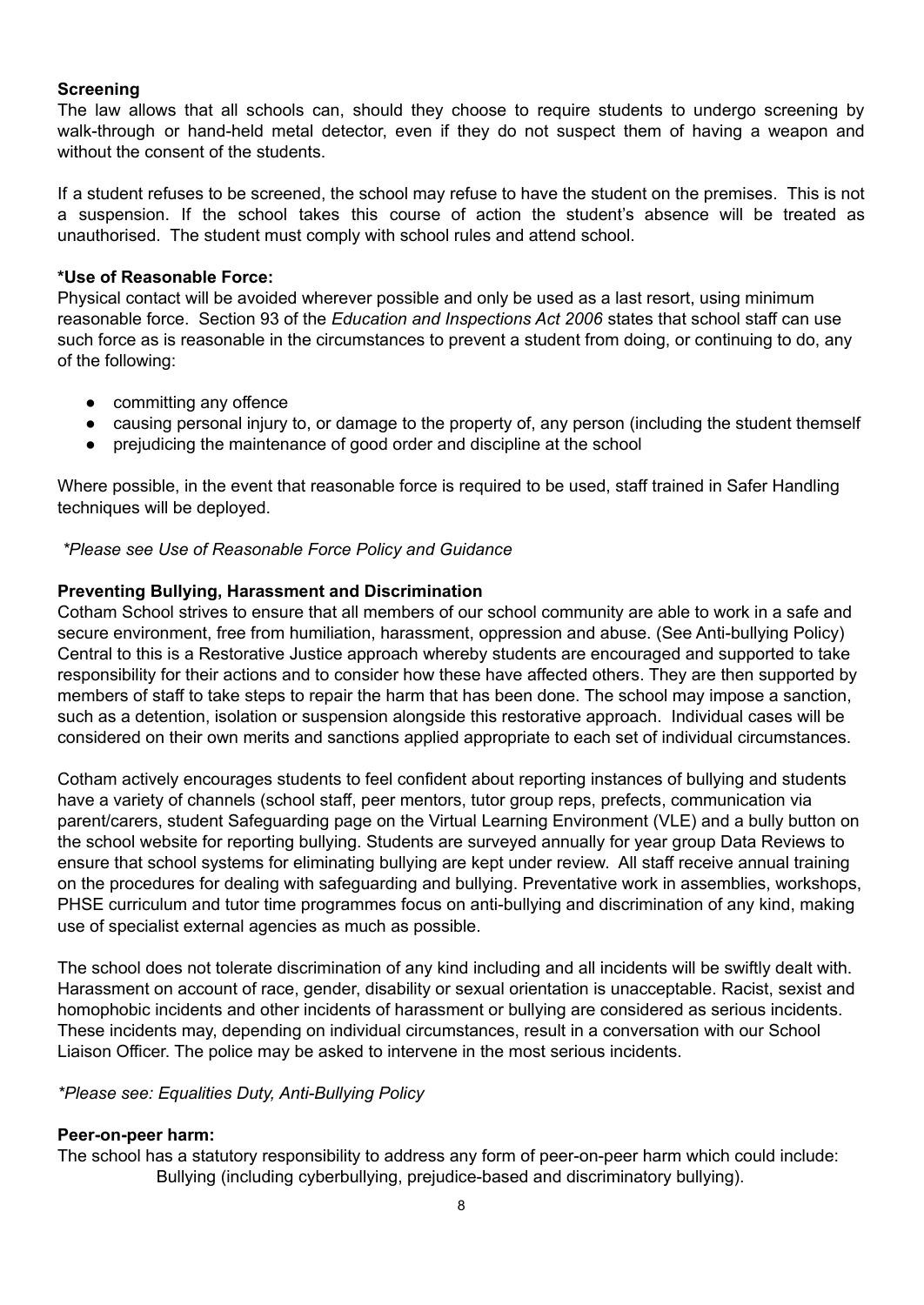**Screening**

The law allows that all schools can, should they choose to require students to undergo screening by walk-through or hand-held metal detector, even if they do not suspect them of having a weapon and without the consent of the students.

If a student refuses to be screened, the school may refuse to have the student on the premises. This is not a suspension. If the school takes this course of action the student's absence will be treated as unauthorised. The student must comply with school rules and attend school.

***Use of Reasonable Force:**

Physical contact will be avoided wherever possible and only be used as a last resort, using minimum reasonable force. Section 93 of the *Education and Inspections Act 2006* states that school staff can use such force as is reasonable in the circumstances to prevent a student from doing, or continuing to do, any of the following:

- committing any offence
- causing personal injury to, or damage to the property of, any person (including the student themself
- prejudicing the maintenance of good order and discipline at the school

Where possible, in the event that reasonable force is required to be used, staff trained in Safer Handling techniques will be deployed.

*\*Please see Use of Reasonable Force Policy and Guidance*

**Preventing Bullying, Harassment and Discrimination**

Cotham School strives to ensure that all members of our school community are able to work in a safe and secure environment, free from humiliation, harassment, oppression and abuse. (See Anti-bullying Policy) Central to this is a Restorative Justice approach whereby students are encouraged and supported to take responsibility for their actions and to consider how these have affected others. They are then supported by members of staff to take steps to repair the harm that has been done. The school may impose a sanction, such as a detention, isolation or suspension alongside this restorative approach. Individual cases will be considered on their own merits and sanctions applied appropriate to each set of individual circumstances.

Cotham actively encourages students to feel confident about reporting instances of bullying and students have a variety of channels (school staff, peer mentors, tutor group reps, prefects, communication via parent/carers, student Safeguarding page on the Virtual Learning Environment (VLE) and a bully button on the school website for reporting bullying. Students are surveyed annually for year group Data Reviews to ensure that school systems for eliminating bullying are kept under review. All staff receive annual training on the procedures for dealing with safeguarding and bullying. Preventative work in assemblies, workshops, PHSE curriculum and tutor time programmes focus on anti-bullying and discrimination of any kind, making use of specialist external agencies as much as possible.

The school does not tolerate discrimination of any kind including and all incidents will be swiftly dealt with. Harassment on account of race, gender, disability or sexual orientation is unacceptable. Racist, sexist and homophobic incidents and other incidents of harassment or bullying are considered as serious incidents. These incidents may, depending on individual circumstances, result in a conversation with our School Liaison Officer. The police may be asked to intervene in the most serious incidents.

*\*Please see: Equalities Duty, Anti-Bullying Policy*

**Peer-on-peer harm:**

The school has a statutory responsibility to address any form of peer-on-peer harm which could include:

Bullying (including cyberbullying, prejudice-based and discriminatory bullying).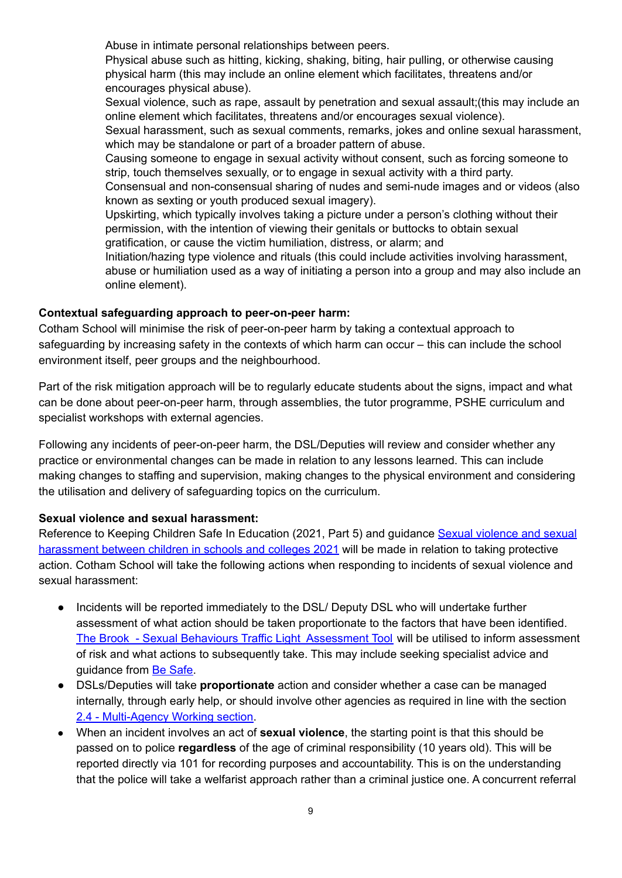Abuse in intimate personal relationships between peers.
Physical abuse such as hitting, kicking, shaking, biting, hair pulling, or otherwise causing physical harm (this may include an online element which facilitates, threatens and/or encourages physical abuse).
Sexual violence, such as rape, assault by penetration and sexual assault;(this may include an online element which facilitates, threatens and/or encourages sexual violence).
Sexual harassment, such as sexual comments, remarks, jokes and online sexual harassment, which may be standalone or part of a broader pattern of abuse.
Causing someone to engage in sexual activity without consent, such as forcing someone to strip, touch themselves sexually, or to engage in sexual activity with a third party.
Consensual and non-consensual sharing of nudes and semi-nude images and or videos (also known as sexting or youth produced sexual imagery).
Upskirting, which typically involves taking a picture under a person's clothing without their permission, with the intention of viewing their genitals or buttocks to obtain sexual gratification, or cause the victim humiliation, distress, or alarm; and
Initiation/hazing type violence and rituals (this could include activities involving harassment, abuse or humiliation used as a way of initiating a person into a group and may also include an online element).

**Contextual safeguarding approach to peer-on-peer harm:**
Cotham School will minimise the risk of peer-on-peer harm by taking a contextual approach to safeguarding by increasing safety in the contexts of which harm can occur – this can include the school environment itself, peer groups and the neighbourhood.

Part of the risk mitigation approach will be to regularly educate students about the signs, impact and what can be done about peer-on-peer harm, through assemblies, the tutor programme, PSHE curriculum and specialist workshops with external agencies.

Following any incidents of peer-on-peer harm, the DSL/Deputies will review and consider whether any practice or environmental changes can be made in relation to any lessons learned. This can include making changes to staffing and supervision, making changes to the physical environment and considering the utilisation and delivery of safeguarding topics on the curriculum.

**Sexual violence and sexual harassment:**
Reference to Keeping Children Safe In Education (2021, Part 5) and guidance Sexual violence and sexual harassment between children in schools and colleges 2021 will be made in relation to taking protective action. Cotham School will take the following actions when responding to incidents of sexual violence and sexual harassment:

- Incidents will be reported immediately to the DSL/ Deputy DSL who will undertake further assessment of what action should be taken proportionate to the factors that have been identified. The Brook - Sexual Behaviours Traffic Light Assessment Tool will be utilised to inform assessment of risk and what actions to subsequently take. This may include seeking specialist advice and guidance from Be Safe.
- DSLs/Deputies will take **proportionate** action and consider whether a case can be managed internally, through early help, or should involve other agencies as required in line with the section 2.4 - Multi-Agency Working section.
- When an incident involves an act of **sexual violence**, the starting point is that this should be passed on to police **regardless** of the age of criminal responsibility (10 years old). This will be reported directly via 101 for recording purposes and accountability. This is on the understanding that the police will take a welfarist approach rather than a criminal justice one. A concurrent referral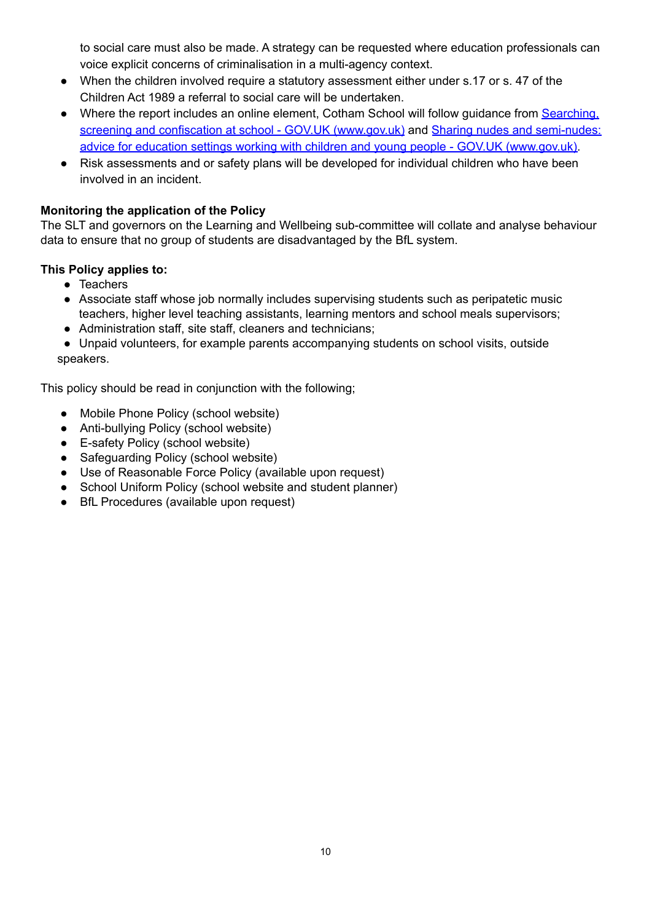to social care must also be made. A strategy can be requested where education professionals can voice explicit concerns of criminalisation in a multi-agency context.

- When the children involved require a statutory assessment either under s.17 or s. 47 of the Children Act 1989 a referral to social care will be undertaken.
- Where the report includes an online element, Cotham School will follow guidance from [Searching, screening and confiscation at school - GOV.UK (www.gov.uk)] and [Sharing nudes and semi-nudes: advice for education settings working with children and young people - GOV.UK (www.gov.uk)].
- Risk assessments and or safety plans will be developed for individual children who have been involved in an incident.

**Monitoring the application of the Policy**
The SLT and governors on the Learning and Wellbeing sub-committee will collate and analyse behaviour data to ensure that no group of students are disadvantaged by the BfL system.

**This Policy applies to:**

- Teachers
- Associate staff whose job normally includes supervising students such as peripatetic music teachers, higher level teaching assistants, learning mentors and school meals supervisors;
- Administration staff, site staff, cleaners and technicians;
- Unpaid volunteers, for example parents accompanying students on school visits, outside speakers.

This policy should be read in conjunction with the following;

- Mobile Phone Policy (school website)
- Anti-bullying Policy (school website)
- E-safety Policy (school website)
- Safeguarding Policy (school website)
- Use of Reasonable Force Policy (available upon request)
- School Uniform Policy (school website and student planner)
- BfL Procedures (available upon request)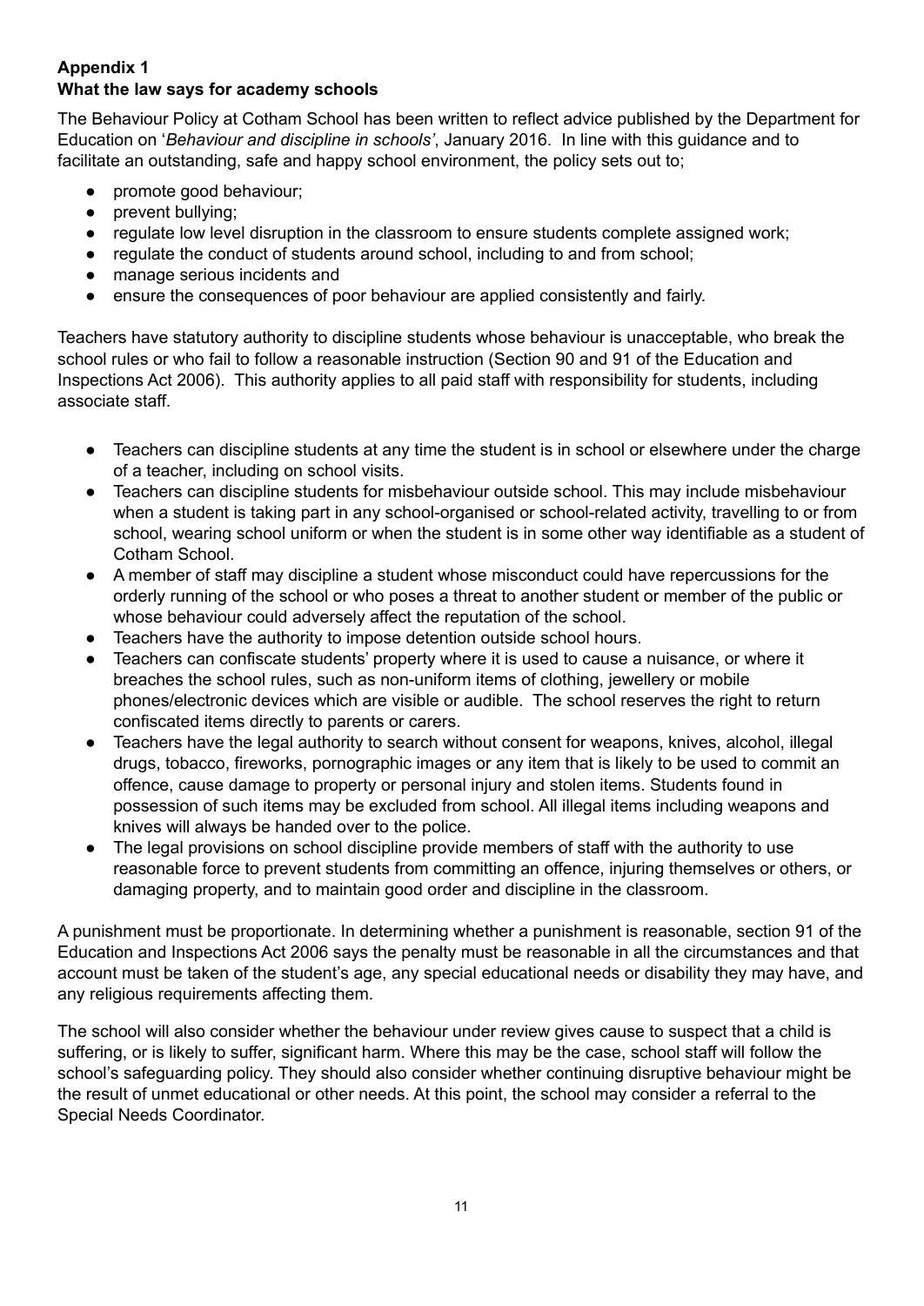**Appendix 1**
**What the law says for academy schools**

The Behaviour Policy at Cotham School has been written to reflect advice published by the Department for Education on '*Behaviour and discipline in schools'*, January 2016. In line with this guidance and to facilitate an outstanding, safe and happy school environment, the policy sets out to;

- promote good behaviour;
- prevent bullying;
- regulate low level disruption in the classroom to ensure students complete assigned work;
- regulate the conduct of students around school, including to and from school;
- manage serious incidents and
- ensure the consequences of poor behaviour are applied consistently and fairly.

Teachers have statutory authority to discipline students whose behaviour is unacceptable, who break the school rules or who fail to follow a reasonable instruction (Section 90 and 91 of the Education and Inspections Act 2006). This authority applies to all paid staff with responsibility for students, including associate staff.

- Teachers can discipline students at any time the student is in school or elsewhere under the charge of a teacher, including on school visits.
- Teachers can discipline students for misbehaviour outside school. This may include misbehaviour when a student is taking part in any school-organised or school-related activity, travelling to or from school, wearing school uniform or when the student is in some other way identifiable as a student of Cotham School.
- A member of staff may discipline a student whose misconduct could have repercussions for the orderly running of the school or who poses a threat to another student or member of the public or whose behaviour could adversely affect the reputation of the school.
- Teachers have the authority to impose detention outside school hours.
- Teachers can confiscate students' property where it is used to cause a nuisance, or where it breaches the school rules, such as non-uniform items of clothing, jewellery or mobile phones/electronic devices which are visible or audible. The school reserves the right to return confiscated items directly to parents or carers.
- Teachers have the legal authority to search without consent for weapons, knives, alcohol, illegal drugs, tobacco, fireworks, pornographic images or any item that is likely to be used to commit an offence, cause damage to property or personal injury and stolen items. Students found in possession of such items may be excluded from school. All illegal items including weapons and knives will always be handed over to the police.
- The legal provisions on school discipline provide members of staff with the authority to use reasonable force to prevent students from committing an offence, injuring themselves or others, or damaging property, and to maintain good order and discipline in the classroom.

A punishment must be proportionate. In determining whether a punishment is reasonable, section 91 of the Education and Inspections Act 2006 says the penalty must be reasonable in all the circumstances and that account must be taken of the student's age, any special educational needs or disability they may have, and any religious requirements affecting them.

The school will also consider whether the behaviour under review gives cause to suspect that a child is suffering, or is likely to suffer, significant harm. Where this may be the case, school staff will follow the school's safeguarding policy. They should also consider whether continuing disruptive behaviour might be the result of unmet educational or other needs. At this point, the school may consider a referral to the Special Needs Coordinator.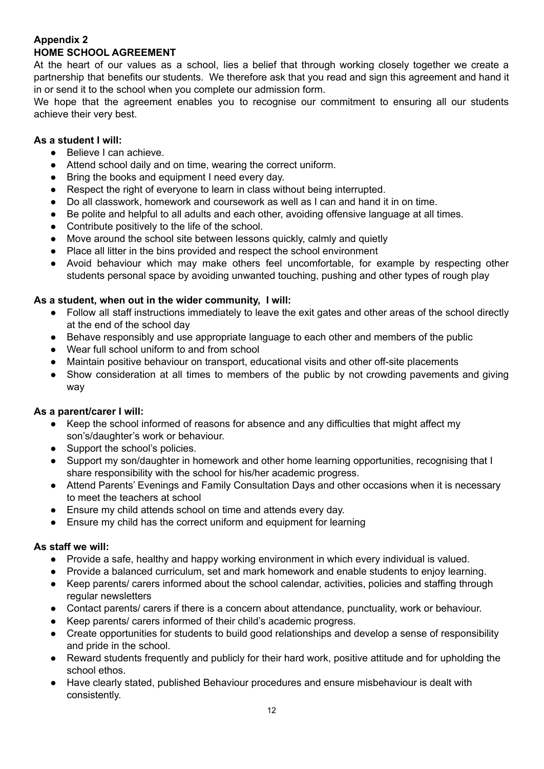## Appendix 2

## HOME SCHOOL AGREEMENT

At the heart of our values as a school, lies a belief that through working closely together we create a partnership that benefits our students. We therefore ask that you read and sign this agreement and hand it in or send it to the school when you complete our admission form.

We hope that the agreement enables you to recognise our commitment to ensuring all our students achieve their very best.

**As a student I will:**

- Believe I can achieve.
- Attend school daily and on time, wearing the correct uniform.
- Bring the books and equipment I need every day.
- Respect the right of everyone to learn in class without being interrupted.
- Do all classwork, homework and coursework as well as I can and hand it in on time.
- Be polite and helpful to all adults and each other, avoiding offensive language at all times.
- Contribute positively to the life of the school.
- Move around the school site between lessons quickly, calmly and quietly
- Place all litter in the bins provided and respect the school environment
- Avoid behaviour which may make others feel uncomfortable, for example by respecting other students personal space by avoiding unwanted touching, pushing and other types of rough play

**As a student, when out in the wider community, I will:**

- Follow all staff instructions immediately to leave the exit gates and other areas of the school directly at the end of the school day
- Behave responsibly and use appropriate language to each other and members of the public
- Wear full school uniform to and from school
- Maintain positive behaviour on transport, educational visits and other off-site placements
- Show consideration at all times to members of the public by not crowding pavements and giving way

**As a parent/carer I will:**

- Keep the school informed of reasons for absence and any difficulties that might affect my son's/daughter's work or behaviour.
- Support the school's policies.
- Support my son/daughter in homework and other home learning opportunities, recognising that I share responsibility with the school for his/her academic progress.
- Attend Parents' Evenings and Family Consultation Days and other occasions when it is necessary to meet the teachers at school
- Ensure my child attends school on time and attends every day.
- Ensure my child has the correct uniform and equipment for learning

**As staff we will:**

- Provide a safe, healthy and happy working environment in which every individual is valued.
- Provide a balanced curriculum, set and mark homework and enable students to enjoy learning.
- Keep parents/ carers informed about the school calendar, activities, policies and staffing through regular newsletters
- Contact parents/ carers if there is a concern about attendance, punctuality, work or behaviour.
- Keep parents/ carers informed of their child's academic progress.
- Create opportunities for students to build good relationships and develop a sense of responsibility and pride in the school.
- Reward students frequently and publicly for their hard work, positive attitude and for upholding the school ethos.
- Have clearly stated, published Behaviour procedures and ensure misbehaviour is dealt with consistently.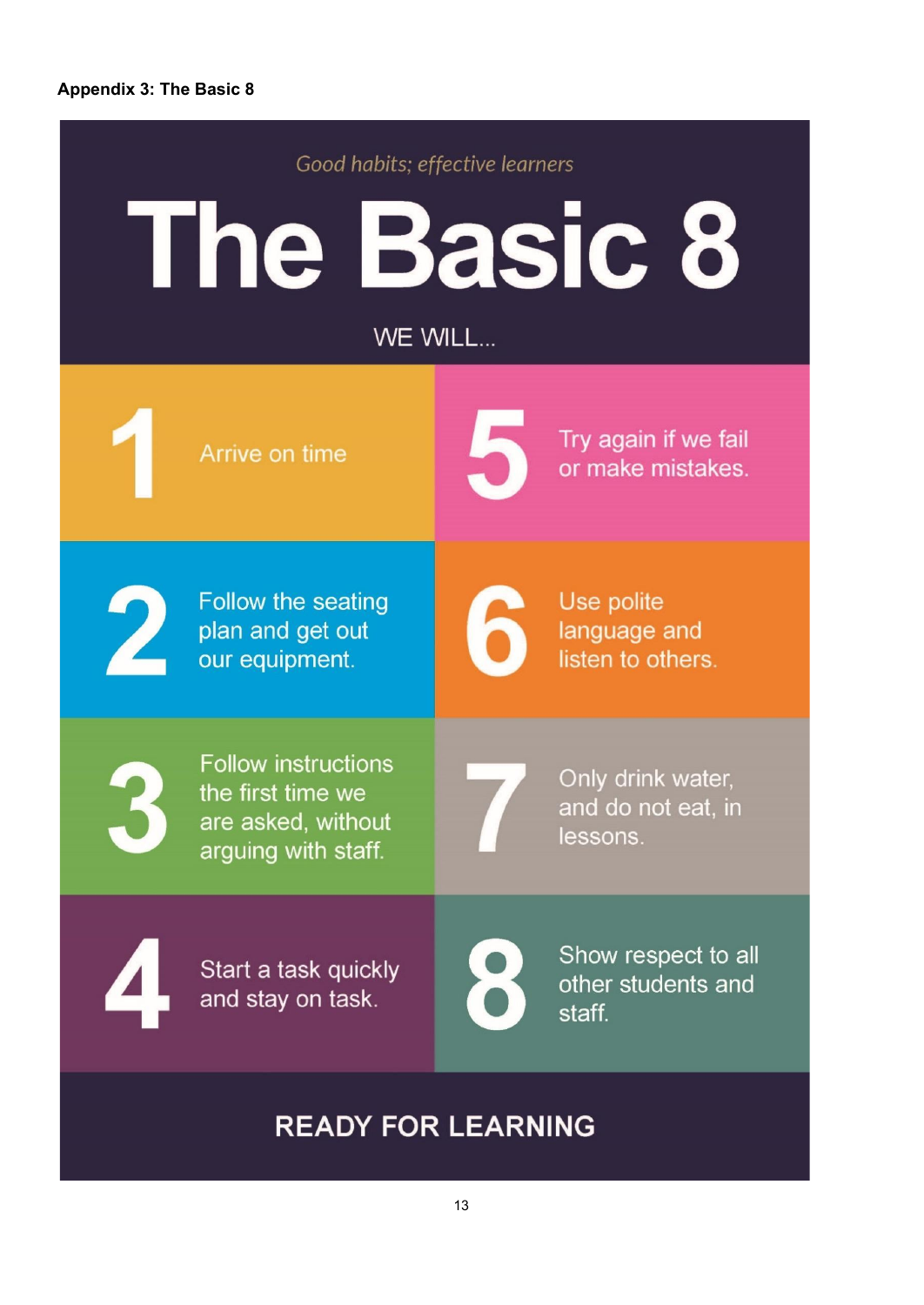**Appendix 3: The Basic 8**

*Good habits; effective learners*

# The Basic 8

WE WILL...

1. Arrive on time
2. Follow the seating plan and get out our equipment.
3. Follow instructions the first time we are asked, without arguing with staff.
4. Start a task quickly and stay on task.
5. Try again if we fail or make mistakes.
6. Use polite language and listen to others.
7. Only drink water, and do not eat, in lessons.
8. Show respect to all other students and staff.

**READY FOR LEARNING**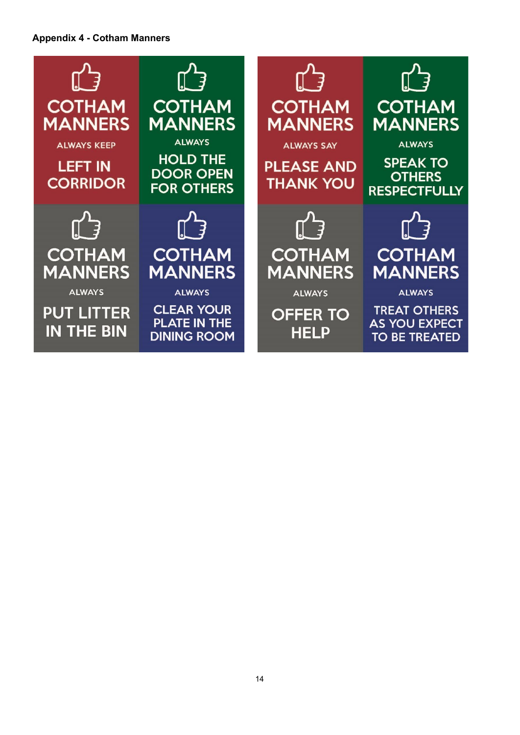**Appendix 4 - Cotham Manners**

COTHAM MANNERS
ALWAYS KEEP
LEFT IN CORRIDOR

COTHAM MANNERS
ALWAYS
HOLD THE DOOR OPEN FOR OTHERS

COTHAM MANNERS
ALWAYS SAY
PLEASE AND THANK YOU

COTHAM MANNERS
ALWAYS
SPEAK TO OTHERS RESPECTFULLY

COTHAM MANNERS
ALWAYS
PUT LITTER IN THE BIN

COTHAM MANNERS
ALWAYS
CLEAR YOUR PLATE IN THE DINING ROOM

COTHAM MANNERS
ALWAYS
OFFER TO HELP

COTHAM MANNERS
ALWAYS
TREAT OTHERS AS YOU EXPECT TO BE TREATED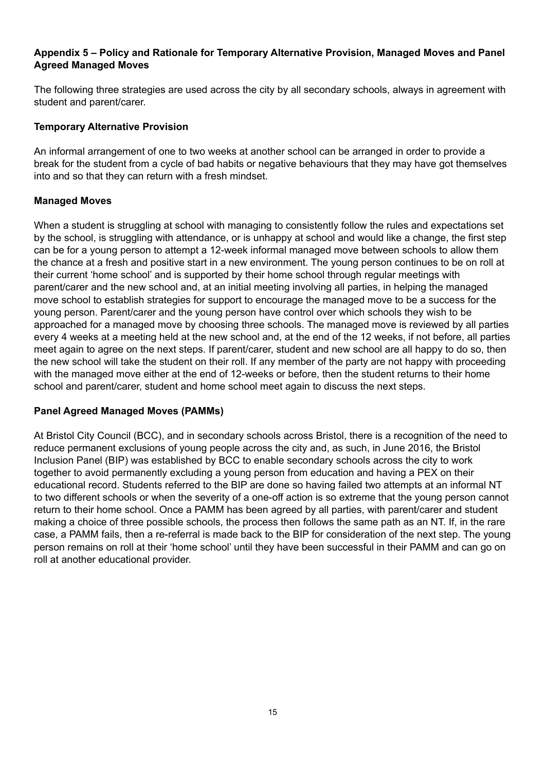**Appendix 5 – Policy and Rationale for Temporary Alternative Provision, Managed Moves and Panel Agreed Managed Moves**

The following three strategies are used across the city by all secondary schools, always in agreement with student and parent/carer.

**Temporary Alternative Provision**

An informal arrangement of one to two weeks at another school can be arranged in order to provide a break for the student from a cycle of bad habits or negative behaviours that they may have got themselves into and so that they can return with a fresh mindset.

**Managed Moves**

When a student is struggling at school with managing to consistently follow the rules and expectations set by the school, is struggling with attendance, or is unhappy at school and would like a change, the first step can be for a young person to attempt a 12-week informal managed move between schools to allow them the chance at a fresh and positive start in a new environment. The young person continues to be on roll at their current 'home school' and is supported by their home school through regular meetings with parent/carer and the new school and, at an initial meeting involving all parties, in helping the managed move school to establish strategies for support to encourage the managed move to be a success for the young person. Parent/carer and the young person have control over which schools they wish to be approached for a managed move by choosing three schools. The managed move is reviewed by all parties every 4 weeks at a meeting held at the new school and, at the end of the 12 weeks, if not before, all parties meet again to agree on the next steps. If parent/carer, student and new school are all happy to do so, then the new school will take the student on their roll. If any member of the party are not happy with proceeding with the managed move either at the end of 12-weeks or before, then the student returns to their home school and parent/carer, student and home school meet again to discuss the next steps.

**Panel Agreed Managed Moves (PAMMs)**

At Bristol City Council (BCC), and in secondary schools across Bristol, there is a recognition of the need to reduce permanent exclusions of young people across the city and, as such, in June 2016, the Bristol Inclusion Panel (BIP) was established by BCC to enable secondary schools across the city to work together to avoid permanently excluding a young person from education and having a PEX on their educational record. Students referred to the BIP are done so having failed two attempts at an informal NT to two different schools or when the severity of a one-off action is so extreme that the young person cannot return to their home school. Once a PAMM has been agreed by all parties, with parent/carer and student making a choice of three possible schools, the process then follows the same path as an NT. If, in the rare case, a PAMM fails, then a re-referral is made back to the BIP for consideration of the next step. The young person remains on roll at their 'home school' until they have been successful in their PAMM and can go on roll at another educational provider.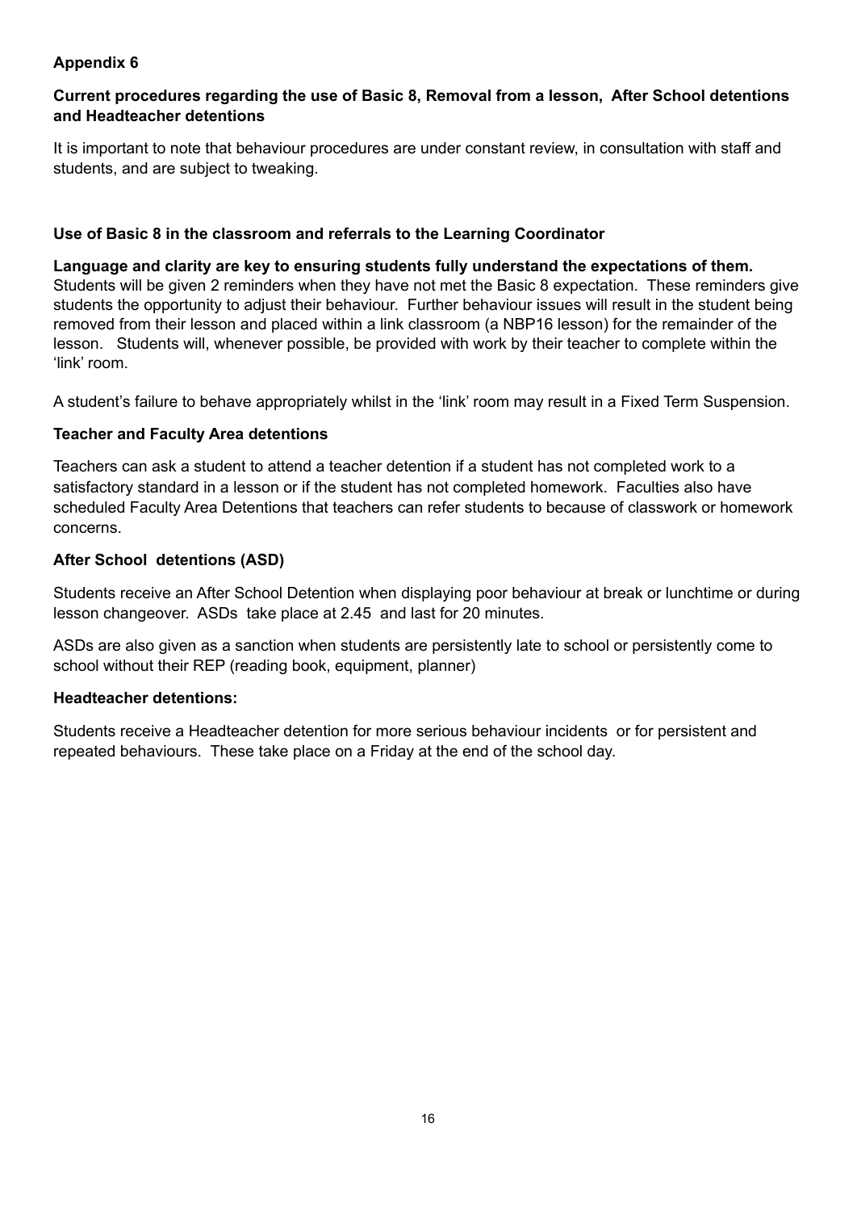**Appendix 6**

**Current procedures regarding the use of Basic 8, Removal from a lesson, After School detentions and Headteacher detentions**

It is important to note that behaviour procedures are under constant review, in consultation with staff and students, and are subject to tweaking.

**Use of Basic 8 in the classroom and referrals to the Learning Coordinator**

**Language and clarity are key to ensuring students fully understand the expectations of them.** Students will be given 2 reminders when they have not met the Basic 8 expectation. These reminders give students the opportunity to adjust their behaviour. Further behaviour issues will result in the student being removed from their lesson and placed within a link classroom (a NBP16 lesson) for the remainder of the lesson. Students will, whenever possible, be provided with work by their teacher to complete within the 'link' room.

A student's failure to behave appropriately whilst in the 'link' room may result in a Fixed Term Suspension.

**Teacher and Faculty Area detentions**

Teachers can ask a student to attend a teacher detention if a student has not completed work to a satisfactory standard in a lesson or if the student has not completed homework. Faculties also have scheduled Faculty Area Detentions that teachers can refer students to because of classwork or homework concerns.

**After School detentions (ASD)**

Students receive an After School Detention when displaying poor behaviour at break or lunchtime or during lesson changeover. ASDs take place at 2.45 and last for 20 minutes.

ASDs are also given as a sanction when students are persistently late to school or persistently come to school without their REP (reading book, equipment, planner)

**Headteacher detentions:**

Students receive a Headteacher detention for more serious behaviour incidents or for persistent and repeated behaviours. These take place on a Friday at the end of the school day.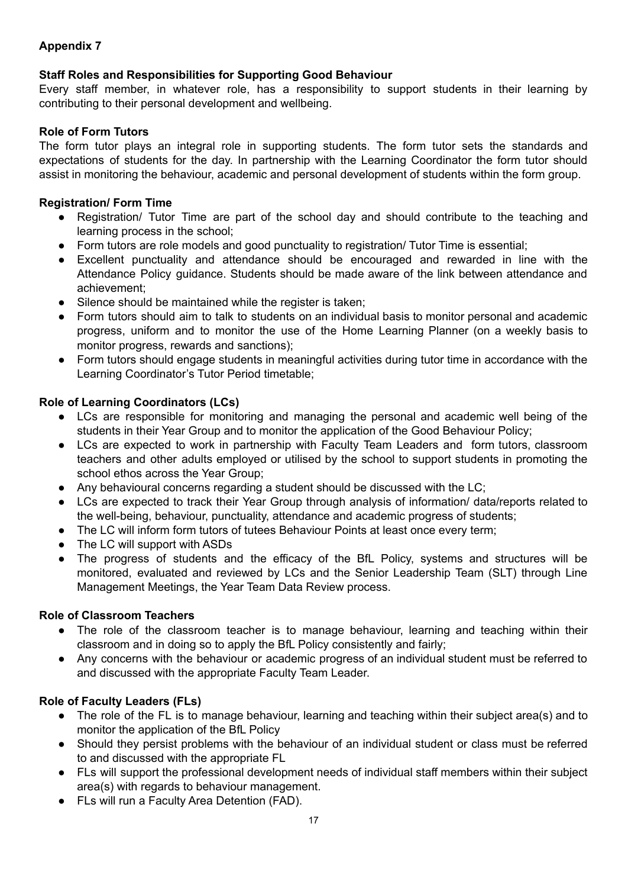## Appendix 7

### Staff Roles and Responsibilities for Supporting Good Behaviour

Every staff member, in whatever role, has a responsibility to support students in their learning by contributing to their personal development and wellbeing.

### Role of Form Tutors

The form tutor plays an integral role in supporting students. The form tutor sets the standards and expectations of students for the day. In partnership with the Learning Coordinator the form tutor should assist in monitoring the behaviour, academic and personal development of students within the form group.

### Registration/ Form Time

- Registration/ Tutor Time are part of the school day and should contribute to the teaching and learning process in the school;
- Form tutors are role models and good punctuality to registration/ Tutor Time is essential;
- Excellent punctuality and attendance should be encouraged and rewarded in line with the Attendance Policy guidance. Students should be made aware of the link between attendance and achievement;
- Silence should be maintained while the register is taken;
- Form tutors should aim to talk to students on an individual basis to monitor personal and academic progress, uniform and to monitor the use of the Home Learning Planner (on a weekly basis to monitor progress, rewards and sanctions);
- Form tutors should engage students in meaningful activities during tutor time in accordance with the Learning Coordinator's Tutor Period timetable;

### Role of Learning Coordinators (LCs)

- LCs are responsible for monitoring and managing the personal and academic well being of the students in their Year Group and to monitor the application of the Good Behaviour Policy;
- LCs are expected to work in partnership with Faculty Team Leaders and form tutors, classroom teachers and other adults employed or utilised by the school to support students in promoting the school ethos across the Year Group;
- Any behavioural concerns regarding a student should be discussed with the LC;
- LCs are expected to track their Year Group through analysis of information/ data/reports related to the well-being, behaviour, punctuality, attendance and academic progress of students;
- The LC will inform form tutors of tutees Behaviour Points at least once every term;
- The LC will support with ASDs
- The progress of students and the efficacy of the BfL Policy, systems and structures will be monitored, evaluated and reviewed by LCs and the Senior Leadership Team (SLT) through Line Management Meetings, the Year Team Data Review process.

### Role of Classroom Teachers

- The role of the classroom teacher is to manage behaviour, learning and teaching within their classroom and in doing so to apply the BfL Policy consistently and fairly;
- Any concerns with the behaviour or academic progress of an individual student must be referred to and discussed with the appropriate Faculty Team Leader.

### Role of Faculty Leaders (FLs)

- The role of the FL is to manage behaviour, learning and teaching within their subject area(s) and to monitor the application of the BfL Policy
- Should they persist problems with the behaviour of an individual student or class must be referred to and discussed with the appropriate FL
- FLs will support the professional development needs of individual staff members within their subject area(s) with regards to behaviour management.
- FLs will run a Faculty Area Detention (FAD).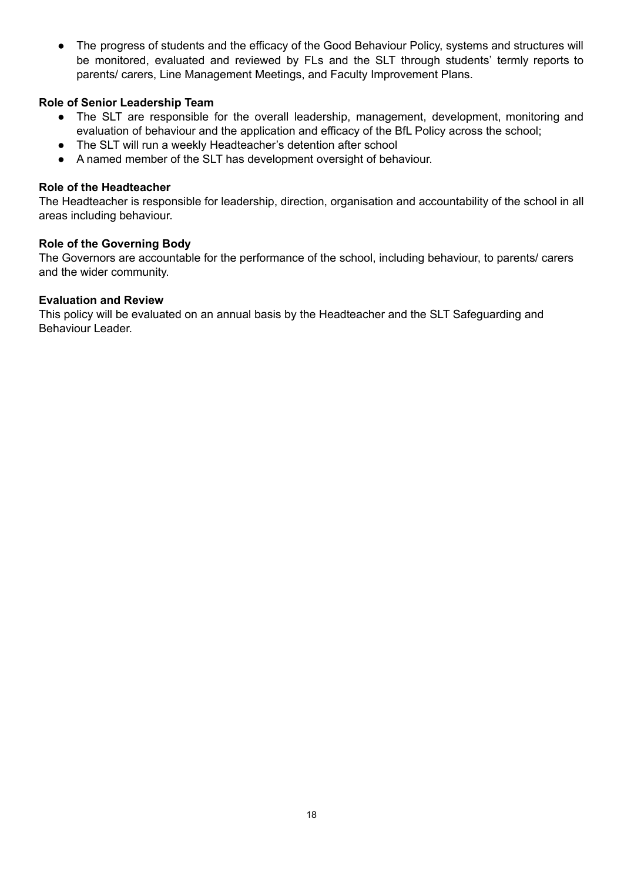- The progress of students and the efficacy of the Good Behaviour Policy, systems and structures will be monitored, evaluated and reviewed by FLs and the SLT through students' termly reports to parents/ carers, Line Management Meetings, and Faculty Improvement Plans.

**Role of Senior Leadership Team**

- The SLT are responsible for the overall leadership, management, development, monitoring and evaluation of behaviour and the application and efficacy of the BfL Policy across the school;
- The SLT will run a weekly Headteacher's detention after school
- A named member of the SLT has development oversight of behaviour.

**Role of the Headteacher**

The Headteacher is responsible for leadership, direction, organisation and accountability of the school in all areas including behaviour.

**Role of the Governing Body**

The Governors are accountable for the performance of the school, including behaviour, to parents/ carers and the wider community.

**Evaluation and Review**

This policy will be evaluated on an annual basis by the Headteacher and the SLT Safeguarding and Behaviour Leader.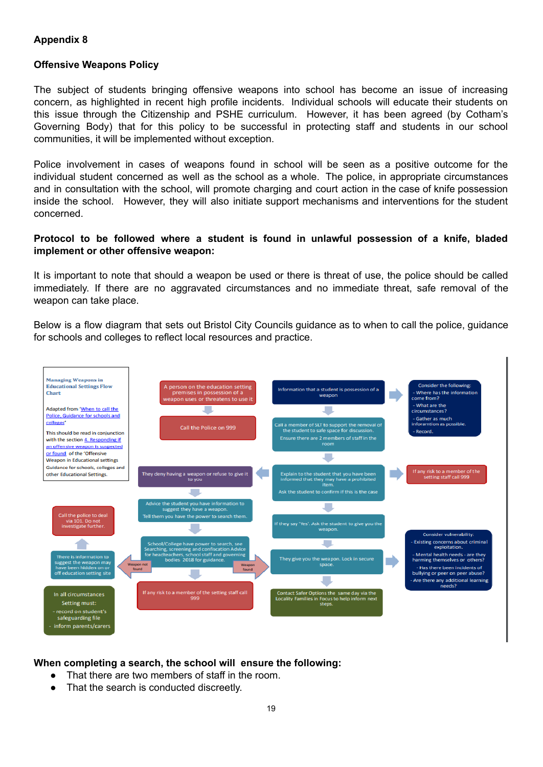**Appendix 8**

**Offensive Weapons Policy**

The subject of students bringing offensive weapons into school has become an issue of increasing concern, as highlighted in recent high profile incidents. Individual schools will educate their students on this issue through the Citizenship and PSHE curriculum. However, it has been agreed (by Cotham's Governing Body) that for this policy to be successful in protecting staff and students in our school communities, it will be implemented without exception.

Police involvement in cases of weapons found in school will be seen as a positive outcome for the individual student concerned as well as the school as a whole. The police, in appropriate circumstances and in consultation with the school, will promote charging and court action in the case of knife possession inside the school. However, they will also initiate support mechanisms and interventions for the student concerned.

**Protocol to be followed where a student is found in unlawful possession of a knife, bladed implement or other offensive weapon:**

It is important to note that should a weapon be used or there is threat of use, the police should be called immediately. If there are no aggravated circumstances and no immediate threat, safe removal of the weapon can take place.

Below is a flow diagram that sets out Bristol City Councils guidance as to when to call the police, guidance for schools and colleges to reflect local resources and practice.

**Managing Weapons in Educational Settings Flow Chart**

Adapted from 'When to call the Police, Guidance for schools and colleges'

This should be read in conjunction with the section 4. Responding if an offensive weapon is suspected or found of the 'Offensive Weapon in Educational settings Guidance for schools, colleges and other Educational Settings.

- A person on the education setting premises in possession of a weapon uses or threatens to use it → Call the Police on 999
- Information that a student is possession of a weapon → Consider the following:
  - Where has the information come from?
  - What are the circumstances?
  - Gather as much information as possible.
  - Record.
- Call a member of SLT to support the removal of the student to safe space for discussion. Ensure there are 2 members of staff in the room
- Explain to the student that you have been informed that they may have a prohibited item. Ask the student to confirm if this is the case → If any risk to a member of the setting staff call 999
- They deny having a weapon or refuse to give it to you → Advice the student you have information to suggest they have a weapon. Tell them you have the power to search them. → School/College have power to search, see Searching, screening and confiscation Advice for headteachers, school staff and governing bodies. 2018 for guidance.
  - Weapon not found → There is information to suggest the weapon may have been hidden on or off education setting site → Call the police to deal via 101. Do not investigate further.
  - Weapon found → They give you the weapon. Lock in secure space.
  - If any risk to a member of the setting staff call 999
- If they say 'Yes'. Ask the student to give you the weapon. → They give you the weapon. Lock in secure space. → Contact Safer Options the same day via the Locality Families in Focus to help inform next steps.
- Consider vulnerability:
  - Existing concerns about criminal exploitation.
  - Mental health needs - are they harming themselves or others?
  - Has there been incidents of bullying or peer on peer abuse?
  - Are there any additional learning needs?
- In all circumstances Setting must:
  - record on student's safeguarding file
  - inform parents/carers

**When completing a search, the school will ensure the following:**

- That there are two members of staff in the room.
- That the search is conducted discreetly.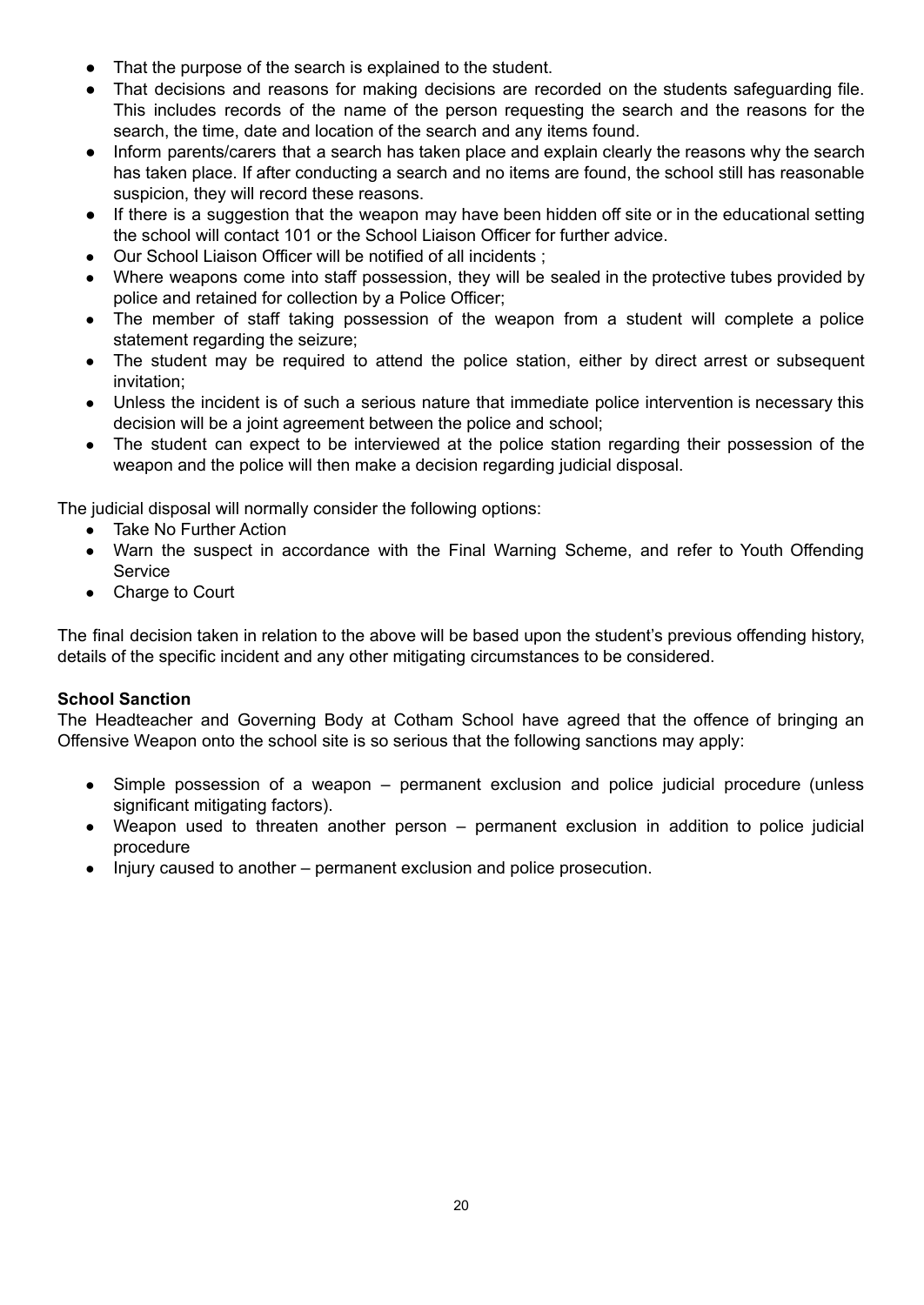- That the purpose of the search is explained to the student.
- That decisions and reasons for making decisions are recorded on the students safeguarding file. This includes records of the name of the person requesting the search and the reasons for the search, the time, date and location of the search and any items found.
- Inform parents/carers that a search has taken place and explain clearly the reasons why the search has taken place. If after conducting a search and no items are found, the school still has reasonable suspicion, they will record these reasons.
- If there is a suggestion that the weapon may have been hidden off site or in the educational setting the school will contact 101 or the School Liaison Officer for further advice.
- Our School Liaison Officer will be notified of all incidents ;
- Where weapons come into staff possession, they will be sealed in the protective tubes provided by police and retained for collection by a Police Officer;
- The member of staff taking possession of the weapon from a student will complete a police statement regarding the seizure;
- The student may be required to attend the police station, either by direct arrest or subsequent invitation;
- Unless the incident is of such a serious nature that immediate police intervention is necessary this decision will be a joint agreement between the police and school;
- The student can expect to be interviewed at the police station regarding their possession of the weapon and the police will then make a decision regarding judicial disposal.

The judicial disposal will normally consider the following options:

- Take No Further Action
- Warn the suspect in accordance with the Final Warning Scheme, and refer to Youth Offending Service
- Charge to Court

The final decision taken in relation to the above will be based upon the student's previous offending history, details of the specific incident and any other mitigating circumstances to be considered.

**School Sanction**

The Headteacher and Governing Body at Cotham School have agreed that the offence of bringing an Offensive Weapon onto the school site is so serious that the following sanctions may apply:

- Simple possession of a weapon – permanent exclusion and police judicial procedure (unless significant mitigating factors).
- Weapon used to threaten another person – permanent exclusion in addition to police judicial procedure
- Injury caused to another – permanent exclusion and police prosecution.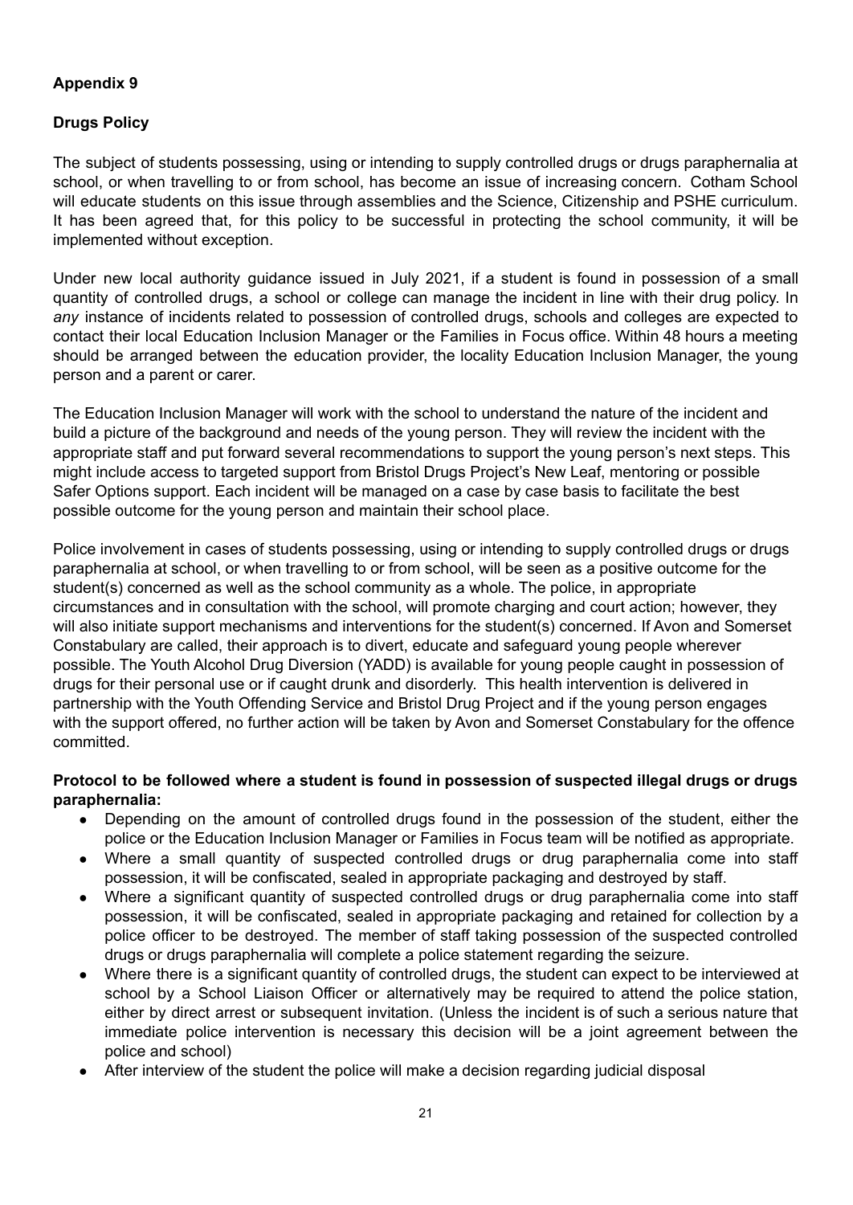**Appendix 9**

**Drugs Policy**

The subject of students possessing, using or intending to supply controlled drugs or drugs paraphernalia at school, or when travelling to or from school, has become an issue of increasing concern. Cotham School will educate students on this issue through assemblies and the Science, Citizenship and PSHE curriculum. It has been agreed that, for this policy to be successful in protecting the school community, it will be implemented without exception.

Under new local authority guidance issued in July 2021, if a student is found in possession of a small quantity of controlled drugs, a school or college can manage the incident in line with their drug policy. In *any* instance of incidents related to possession of controlled drugs, schools and colleges are expected to contact their local Education Inclusion Manager or the Families in Focus office. Within 48 hours a meeting should be arranged between the education provider, the locality Education Inclusion Manager, the young person and a parent or carer.

The Education Inclusion Manager will work with the school to understand the nature of the incident and build a picture of the background and needs of the young person. They will review the incident with the appropriate staff and put forward several recommendations to support the young person's next steps. This might include access to targeted support from Bristol Drugs Project's New Leaf, mentoring or possible Safer Options support. Each incident will be managed on a case by case basis to facilitate the best possible outcome for the young person and maintain their school place.

Police involvement in cases of students possessing, using or intending to supply controlled drugs or drugs paraphernalia at school, or when travelling to or from school, will be seen as a positive outcome for the student(s) concerned as well as the school community as a whole. The police, in appropriate circumstances and in consultation with the school, will promote charging and court action; however, they will also initiate support mechanisms and interventions for the student(s) concerned. If Avon and Somerset Constabulary are called, their approach is to divert, educate and safeguard young people wherever possible. The Youth Alcohol Drug Diversion (YADD) is available for young people caught in possession of drugs for their personal use or if caught drunk and disorderly. This health intervention is delivered in partnership with the Youth Offending Service and Bristol Drug Project and if the young person engages with the support offered, no further action will be taken by Avon and Somerset Constabulary for the offence committed.

**Protocol to be followed where a student is found in possession of suspected illegal drugs or drugs paraphernalia:**

- Depending on the amount of controlled drugs found in the possession of the student, either the police or the Education Inclusion Manager or Families in Focus team will be notified as appropriate.
- Where a small quantity of suspected controlled drugs or drug paraphernalia come into staff possession, it will be confiscated, sealed in appropriate packaging and destroyed by staff.
- Where a significant quantity of suspected controlled drugs or drug paraphernalia come into staff possession, it will be confiscated, sealed in appropriate packaging and retained for collection by a police officer to be destroyed. The member of staff taking possession of the suspected controlled drugs or drugs paraphernalia will complete a police statement regarding the seizure.
- Where there is a significant quantity of controlled drugs, the student can expect to be interviewed at school by a School Liaison Officer or alternatively may be required to attend the police station, either by direct arrest or subsequent invitation. (Unless the incident is of such a serious nature that immediate police intervention is necessary this decision will be a joint agreement between the police and school)
- After interview of the student the police will make a decision regarding judicial disposal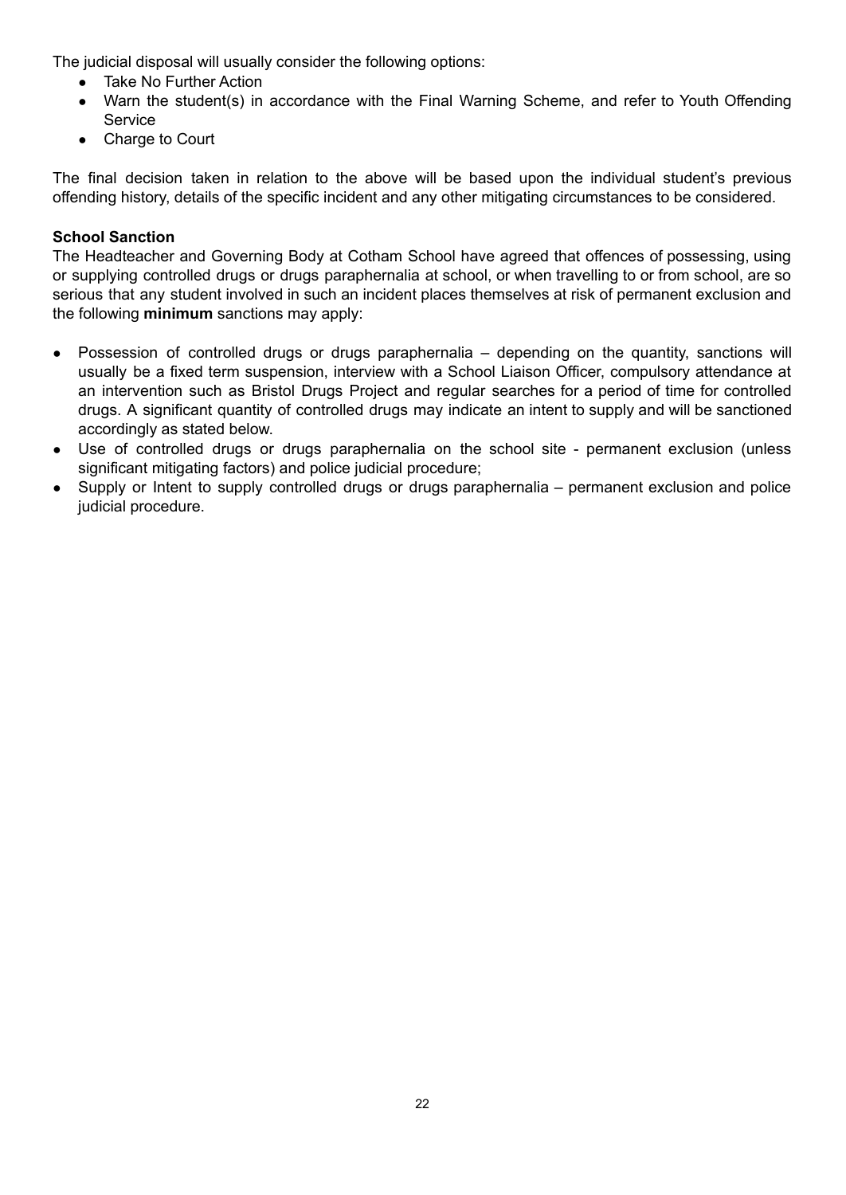The judicial disposal will usually consider the following options:

- Take No Further Action
- Warn the student(s) in accordance with the Final Warning Scheme, and refer to Youth Offending Service
- Charge to Court

The final decision taken in relation to the above will be based upon the individual student's previous offending history, details of the specific incident and any other mitigating circumstances to be considered.

**School Sanction**

The Headteacher and Governing Body at Cotham School have agreed that offences of possessing, using or supplying controlled drugs or drugs paraphernalia at school, or when travelling to or from school, are so serious that any student involved in such an incident places themselves at risk of permanent exclusion and the following **minimum** sanctions may apply:

- Possession of controlled drugs or drugs paraphernalia – depending on the quantity, sanctions will usually be a fixed term suspension, interview with a School Liaison Officer, compulsory attendance at an intervention such as Bristol Drugs Project and regular searches for a period of time for controlled drugs. A significant quantity of controlled drugs may indicate an intent to supply and will be sanctioned accordingly as stated below.
- Use of controlled drugs or drugs paraphernalia on the school site - permanent exclusion (unless significant mitigating factors) and police judicial procedure;
- Supply or Intent to supply controlled drugs or drugs paraphernalia – permanent exclusion and police judicial procedure.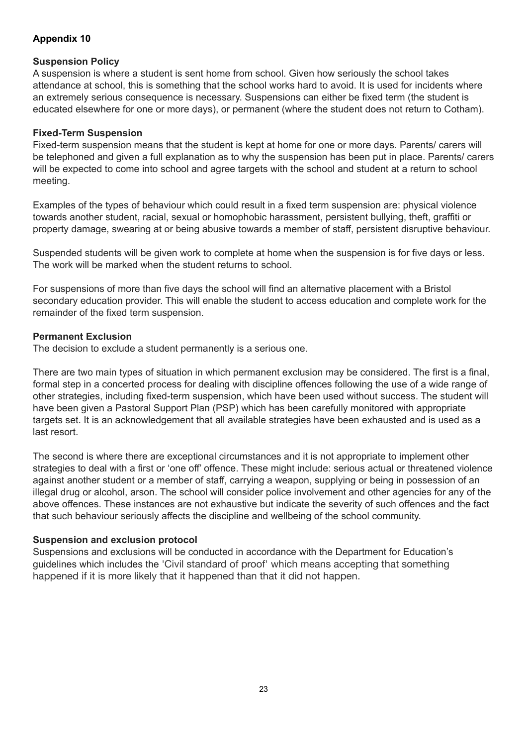## Appendix 10

### Suspension Policy

A suspension is where a student is sent home from school. Given how seriously the school takes attendance at school, this is something that the school works hard to avoid. It is used for incidents where an extremely serious consequence is necessary. Suspensions can either be fixed term (the student is educated elsewhere for one or more days), or permanent (where the student does not return to Cotham).

### Fixed-Term Suspension

Fixed-term suspension means that the student is kept at home for one or more days. Parents/ carers will be telephoned and given a full explanation as to why the suspension has been put in place. Parents/ carers will be expected to come into school and agree targets with the school and student at a return to school meeting.

Examples of the types of behaviour which could result in a fixed term suspension are: physical violence towards another student, racial, sexual or homophobic harassment, persistent bullying, theft, graffiti or property damage, swearing at or being abusive towards a member of staff, persistent disruptive behaviour.

Suspended students will be given work to complete at home when the suspension is for five days or less. The work will be marked when the student returns to school.

For suspensions of more than five days the school will find an alternative placement with a Bristol secondary education provider. This will enable the student to access education and complete work for the remainder of the fixed term suspension.

### Permanent Exclusion

The decision to exclude a student permanently is a serious one.

There are two main types of situation in which permanent exclusion may be considered. The first is a final, formal step in a concerted process for dealing with discipline offences following the use of a wide range of other strategies, including fixed-term suspension, which have been used without success. The student will have been given a Pastoral Support Plan (PSP) which has been carefully monitored with appropriate targets set. It is an acknowledgement that all available strategies have been exhausted and is used as a last resort.

The second is where there are exceptional circumstances and it is not appropriate to implement other strategies to deal with a first or 'one off' offence. These might include: serious actual or threatened violence against another student or a member of staff, carrying a weapon, supplying or being in possession of an illegal drug or alcohol, arson. The school will consider police involvement and other agencies for any of the above offences. These instances are not exhaustive but indicate the severity of such offences and the fact that such behaviour seriously affects the discipline and wellbeing of the school community.

### Suspension and exclusion protocol

Suspensions and exclusions will be conducted in accordance with the Department for Education's guidelines which includes the 'Civil standard of proof' which means accepting that something happened if it is more likely that it happened than that it did not happen.